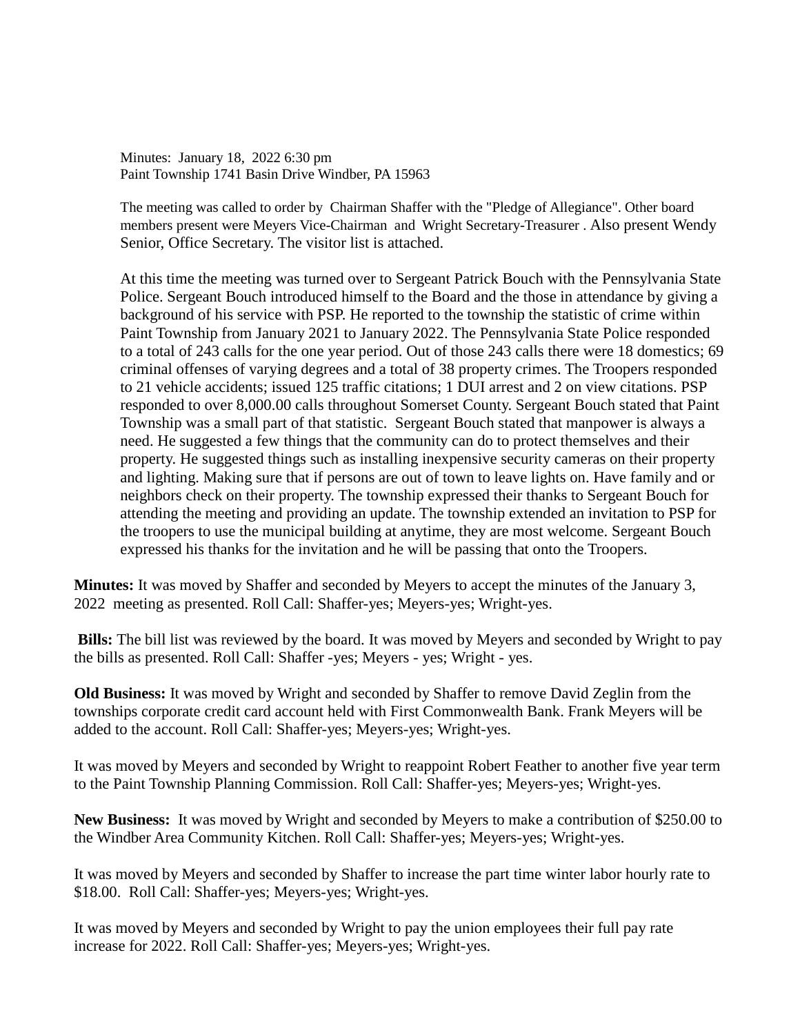Minutes: January 18, 2022 6:30 pm
Paint Township 1741 Basin Drive Windber, PA 15963

The meeting was called to order by Chairman Shaffer with the "Pledge of Allegiance". Other board members present were Meyers Vice-Chairman and Wright Secretary-Treasurer . Also present Wendy Senior, Office Secretary. The visitor list is attached.

At this time the meeting was turned over to Sergeant Patrick Bouch with the Pennsylvania State Police. Sergeant Bouch introduced himself to the Board and the those in attendance by giving a background of his service with PSP. He reported to the township the statistic of crime within Paint Township from January 2021 to January 2022. The Pennsylvania State Police responded to a total of 243 calls for the one year period. Out of those 243 calls there were 18 domestics; 69 criminal offenses of varying degrees and a total of 38 property crimes. The Troopers responded to 21 vehicle accidents; issued 125 traffic citations; 1 DUI arrest and 2 on view citations. PSP responded to over 8,000.00 calls throughout Somerset County. Sergeant Bouch stated that Paint Township was a small part of that statistic. Sergeant Bouch stated that manpower is always a need. He suggested a few things that the community can do to protect themselves and their property. He suggested things such as installing inexpensive security cameras on their property and lighting. Making sure that if persons are out of town to leave lights on. Have family and or neighbors check on their property. The township expressed their thanks to Sergeant Bouch for attending the meeting and providing an update. The township extended an invitation to PSP for the troopers to use the municipal building at anytime, they are most welcome. Sergeant Bouch expressed his thanks for the invitation and he will be passing that onto the Troopers.

**Minutes:** It was moved by Shaffer and seconded by Meyers to accept the minutes of the January 3, 2022 meeting as presented. Roll Call: Shaffer-yes; Meyers-yes; Wright-yes.

**Bills:** The bill list was reviewed by the board. It was moved by Meyers and seconded by Wright to pay the bills as presented. Roll Call: Shaffer -yes; Meyers - yes; Wright - yes.

**Old Business:** It was moved by Wright and seconded by Shaffer to remove David Zeglin from the townships corporate credit card account held with First Commonwealth Bank. Frank Meyers will be added to the account. Roll Call: Shaffer-yes; Meyers-yes; Wright-yes.

It was moved by Meyers and seconded by Wright to reappoint Robert Feather to another five year term to the Paint Township Planning Commission. Roll Call: Shaffer-yes; Meyers-yes; Wright-yes.

**New Business:** It was moved by Wright and seconded by Meyers to make a contribution of $250.00 to the Windber Area Community Kitchen. Roll Call: Shaffer-yes; Meyers-yes; Wright-yes.

It was moved by Meyers and seconded by Shaffer to increase the part time winter labor hourly rate to $18.00. Roll Call: Shaffer-yes; Meyers-yes; Wright-yes.

It was moved by Meyers and seconded by Wright to pay the union employees their full pay rate increase for 2022. Roll Call: Shaffer-yes; Meyers-yes; Wright-yes.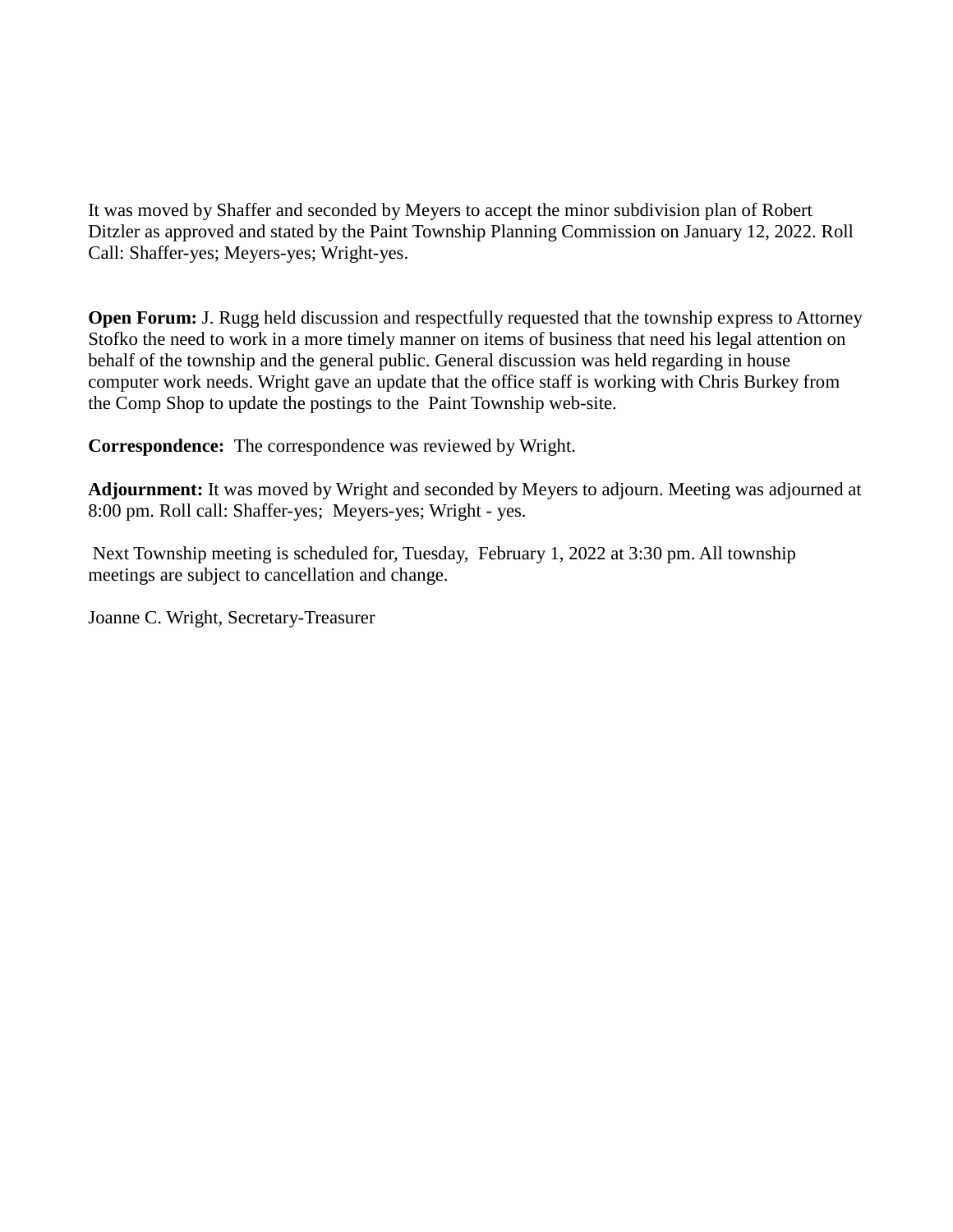It was moved by Shaffer and seconded by Meyers to accept the minor subdivision plan of Robert Ditzler as approved and stated by the Paint Township Planning Commission on January 12, 2022. Roll Call: Shaffer-yes; Meyers-yes; Wright-yes.

**Open Forum:** J. Rugg held discussion and respectfully requested that the township express to Attorney Stofko the need to work in a more timely manner on items of business that need his legal attention on behalf of the township and the general public. General discussion was held regarding in house computer work needs. Wright gave an update that the office staff is working with Chris Burkey from the Comp Shop to update the postings to the Paint Township web-site.

**Correspondence:** The correspondence was reviewed by Wright.

**Adjournment:** It was moved by Wright and seconded by Meyers to adjourn. Meeting was adjourned at 8:00 pm. Roll call: Shaffer-yes; Meyers-yes; Wright - yes.

Next Township meeting is scheduled for, Tuesday, February 1, 2022 at 3:30 pm. All township meetings are subject to cancellation and change.

Joanne C. Wright, Secretary-Treasurer